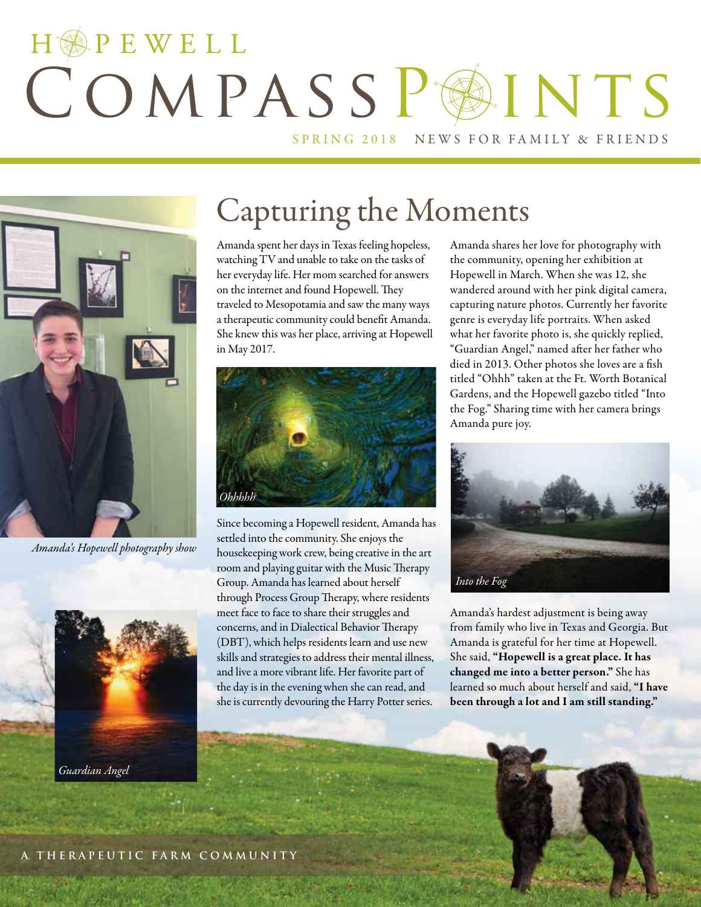# HOPEWELL COMPASS POINTS

SPRING 2018 NEWS FOR FAMILY & FRIENDS

## Capturing the Moments

Amanda spent her days in Texas feeling hopeless, watching TV and unable to take on the tasks of her everyday life. Her mom searched for answers on the internet and found Hopewell. They traveled to Mesopotamia and saw the many ways a therapeutic community could benefit Amanda. She knew this was her place, arriving at Hopewell in May 2017.

*Ohhhhh*

Since becoming a Hopewell resident, Amanda has settled into the community. She enjoys the housekeeping work crew, being creative in the art room and playing guitar with the Music Therapy Group. Amanda has learned about herself through Process Group Therapy, where residents meet face to face to share their struggles and concerns, and in Dialectical Behavior Therapy (DBT), which helps residents learn and use new skills and strategies to address their mental illness, and live a more vibrant life. Her favorite part of the day is in the evening when she can read, and she is currently devouring the Harry Potter series.

Amanda shares her love for photography with the community, opening her exhibition at Hopewell in March. When she was 12, she wandered around with her pink digital camera, capturing nature photos. Currently her favorite genre is everyday life portraits. When asked what her favorite photo is, she quickly replied, "Guardian Angel," named after her father who died in 2013. Other photos she loves are a fish titled "Ohhh" taken at the Ft. Worth Botanical Gardens, and the Hopewell gazebo titled "Into the Fog." Sharing time with her camera brings Amanda pure joy.

*Into the Fog*

Amanda's hardest adjustment is being away from family who live in Texas and Georgia. But Amanda is grateful for her time at Hopewell. She said, **"Hopewell is a great place. It has changed me into a better person."** She has learned so much about herself and said, **"I have been through a lot and I am still standing."**

*Amanda's Hopewell photography show*

*Guardian Angel*

A THERAPEUTIC FARM COMMUNITY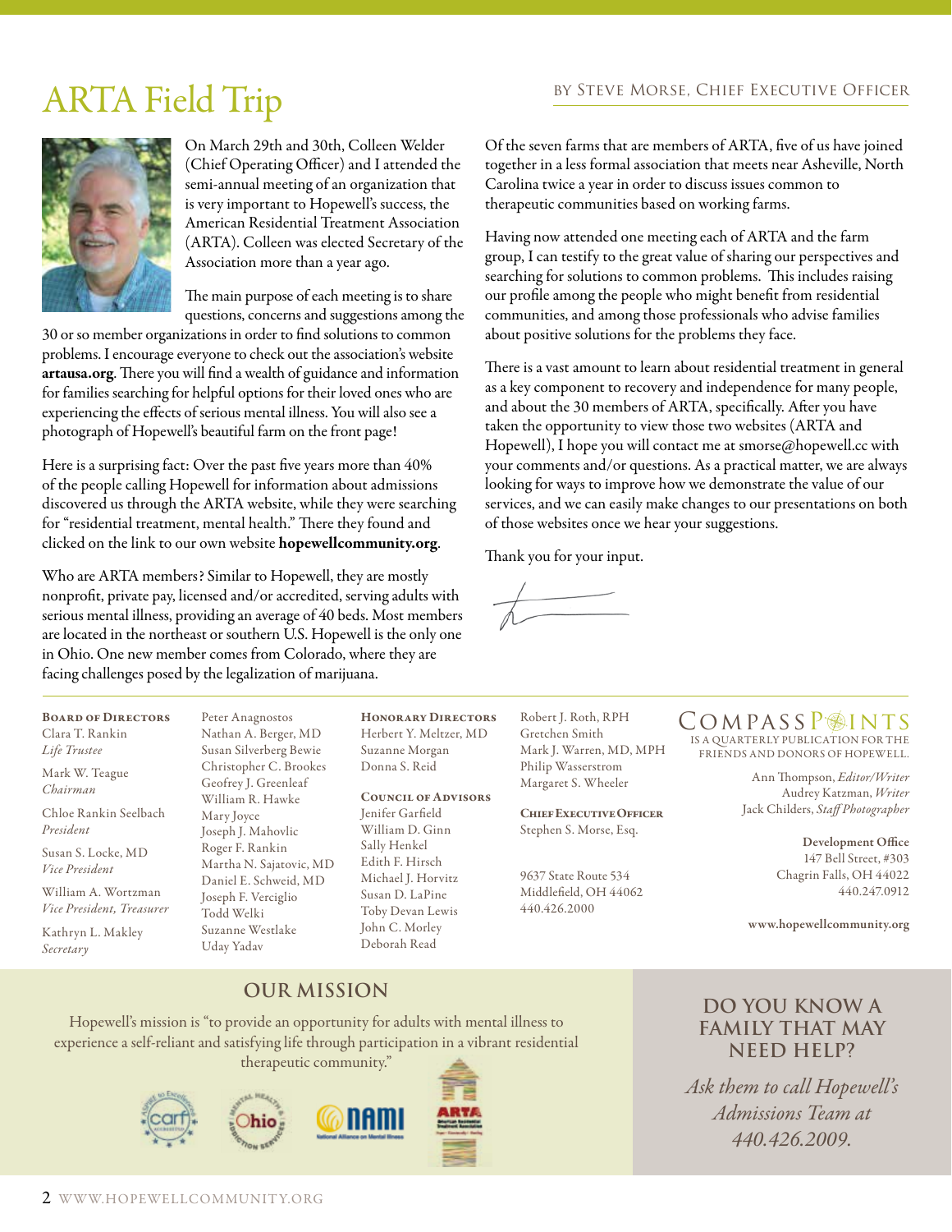# ARTA Field Trip

BY STEVE MORSE, CHIEF EXECUTIVE OFFICER

On March 29th and 30th, Colleen Welder (Chief Operating Officer) and I attended the semi-annual meeting of an organization that is very important to Hopewell's success, the American Residential Treatment Association (ARTA). Colleen was elected Secretary of the Association more than a year ago.

The main purpose of each meeting is to share questions, concerns and suggestions among the 30 or so member organizations in order to find solutions to common problems. I encourage everyone to check out the association's website **artausa.org**. There you will find a wealth of guidance and information for families searching for helpful options for their loved ones who are experiencing the effects of serious mental illness. You will also see a photograph of Hopewell's beautiful farm on the front page!

Here is a surprising fact: Over the past five years more than 40% of the people calling Hopewell for information about admissions discovered us through the ARTA website, while they were searching for "residential treatment, mental health." There they found and clicked on the link to our own website **hopewellcommunity.org**.

Who are ARTA members? Similar to Hopewell, they are mostly nonprofit, private pay, licensed and/or accredited, serving adults with serious mental illness, providing an average of 40 beds. Most members are located in the northeast or southern U.S. Hopewell is the only one in Ohio. One new member comes from Colorado, where they are facing challenges posed by the legalization of marijuana.

Of the seven farms that are members of ARTA, five of us have joined together in a less formal association that meets near Asheville, North Carolina twice a year in order to discuss issues common to therapeutic communities based on working farms.

Having now attended one meeting each of ARTA and the farm group, I can testify to the great value of sharing our perspectives and searching for solutions to common problems. This includes raising our profile among the people who might benefit from residential communities, and among those professionals who advise families about positive solutions for the problems they face.

There is a vast amount to learn about residential treatment in general as a key component to recovery and independence for many people, and about the 30 members of ARTA, specifically. After you have taken the opportunity to view those two websites (ARTA and Hopewell), I hope you will contact me at smorse@hopewell.cc with your comments and/or questions. As a practical matter, we are always looking for ways to improve how we demonstrate the value of our services, and we can easily make changes to our presentations on both of those websites once we hear your suggestions.

Thank you for your input.

**BOARD OF DIRECTORS**

Clara T. Rankin
*Life Trustee*

Mark W. Teague
*Chairman*

Chloe Rankin Seelbach
*President*

Susan S. Locke, MD
*Vice President*

William A. Wortzman
*Vice President, Treasurer*

Kathryn L. Makley
*Secretary*

Peter Anagnostos
Nathan A. Berger, MD
Susan Silverberg Bewie
Christopher C. Brookes
Geofrey J. Greenleaf
William R. Hawke
Mary Joyce
Joseph J. Mahovlic
Roger F. Rankin
Martha N. Sajatovic, MD
Daniel E. Schweid, MD
Joseph F. Verciglio
Todd Welki
Suzanne Westlake
Uday Yadav

**HONORARY DIRECTORS**

Herbert Y. Meltzer, MD
Suzanne Morgan
Donna S. Reid

**COUNCIL OF ADVISORS**

Jenifer Garfield
William D. Ginn
Sally Henkel
Edith F. Hirsch
Michael J. Horvitz
Susan D. LaPine
Toby Devan Lewis
John C. Morley
Deborah Read
Robert J. Roth, RPH
Gretchen Smith
Mark J. Warren, MD, MPH
Philip Wasserstrom
Margaret S. Wheeler

**CHIEF EXECUTIVE OFFICER**

Stephen S. Morse, Esq.

9637 State Route 534
Middlefield, OH 44062
440.426.2000

COMPASS POINTS
IS A QUARTERLY PUBLICATION FOR THE FRIENDS AND DONORS OF HOPEWELL.

Ann Thompson, *Editor/Writer*
Audrey Katzman, *Writer*
Jack Childers, *Staff Photographer*

**Development Office**
147 Bell Street, #303
Chagrin Falls, OH 44022
440.247.0912

www.hopewellcommunity.org

## OUR MISSION

Hopewell's mission is "to provide an opportunity for adults with mental illness to experience a self-reliant and satisfying life through participation in a vibrant residential therapeutic community."

## DO YOU KNOW A FAMILY THAT MAY NEED HELP?

*Ask them to call Hopewell's Admissions Team at 440.426.2009.*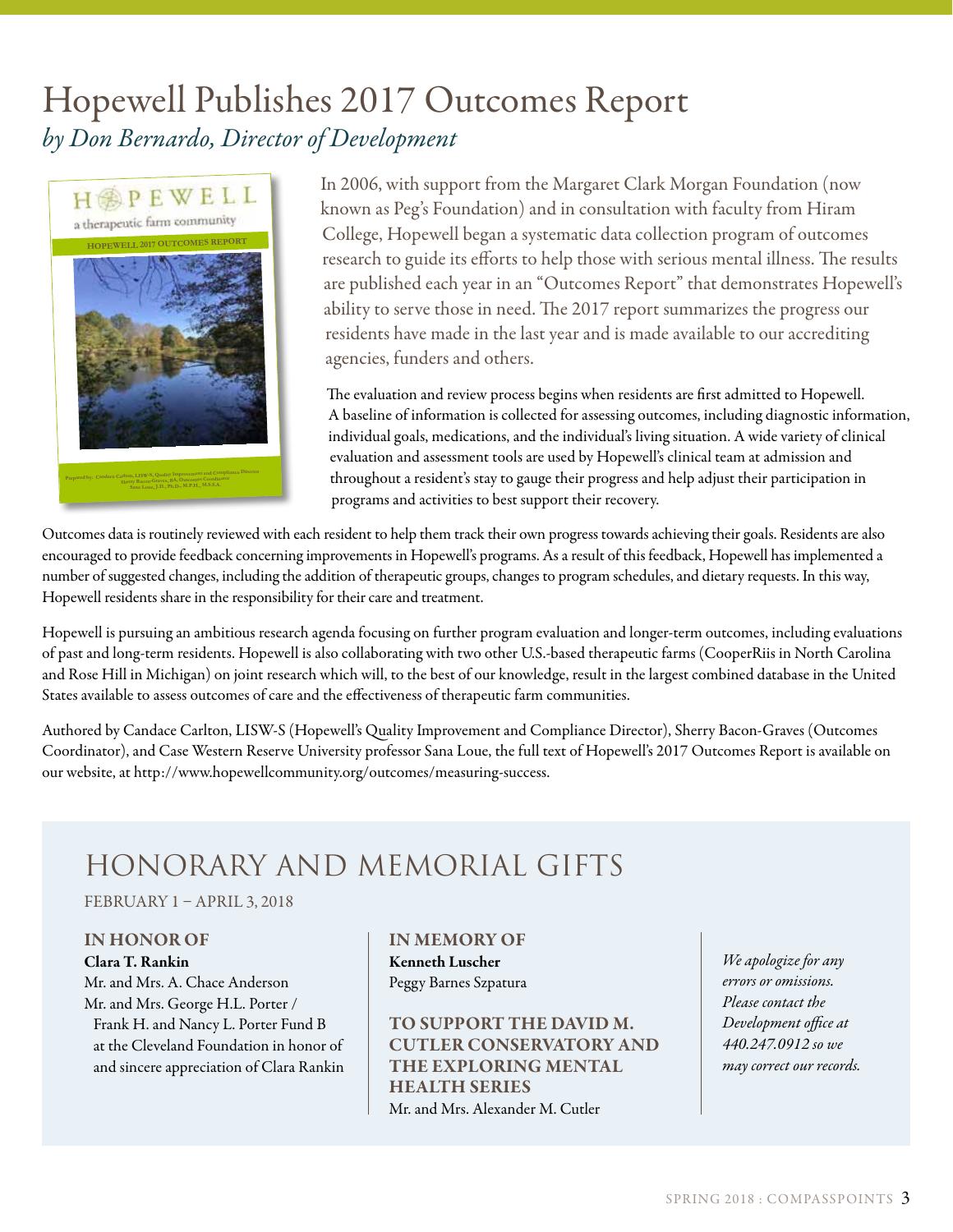# Hopewell Publishes 2017 Outcomes Report

*by Don Bernardo, Director of Development*

In 2006, with support from the Margaret Clark Morgan Foundation (now known as Peg's Foundation) and in consultation with faculty from Hiram College, Hopewell began a systematic data collection program of outcomes research to guide its efforts to help those with serious mental illness. The results are published each year in an "Outcomes Report" that demonstrates Hopewell's ability to serve those in need. The 2017 report summarizes the progress our residents have made in the last year and is made available to our accrediting agencies, funders and others.

The evaluation and review process begins when residents are first admitted to Hopewell. A baseline of information is collected for assessing outcomes, including diagnostic information, individual goals, medications, and the individual's living situation. A wide variety of clinical evaluation and assessment tools are used by Hopewell's clinical team at admission and throughout a resident's stay to gauge their progress and help adjust their participation in programs and activities to best support their recovery.

Outcomes data is routinely reviewed with each resident to help them track their own progress towards achieving their goals. Residents are also encouraged to provide feedback concerning improvements in Hopewell's programs. As a result of this feedback, Hopewell has implemented a number of suggested changes, including the addition of therapeutic groups, changes to program schedules, and dietary requests. In this way, Hopewell residents share in the responsibility for their care and treatment.

Hopewell is pursuing an ambitious research agenda focusing on further program evaluation and longer-term outcomes, including evaluations of past and long-term residents. Hopewell is also collaborating with two other U.S.-based therapeutic farms (CooperRiis in North Carolina and Rose Hill in Michigan) on joint research which will, to the best of our knowledge, result in the largest combined database in the United States available to assess outcomes of care and the effectiveness of therapeutic farm communities.

Authored by Candace Carlton, LISW-S (Hopewell's Quality Improvement and Compliance Director), Sherry Bacon-Graves (Outcomes Coordinator), and Case Western Reserve University professor Sana Loue, the full text of Hopewell's 2017 Outcomes Report is available on our website, at http://www.hopewellcommunity.org/outcomes/measuring-success.

## HONORARY AND MEMORIAL GIFTS

FEBRUARY 1 – APRIL 3, 2018

### IN HONOR OF

**Clara T. Rankin**
Mr. and Mrs. A. Chace Anderson
Mr. and Mrs. George H.L. Porter / Frank H. and Nancy L. Porter Fund B at the Cleveland Foundation in honor of and sincere appreciation of Clara Rankin

### IN MEMORY OF

**Kenneth Luscher**
Peggy Barnes Szpatura

### TO SUPPORT THE DAVID M. CUTLER CONSERVATORY AND THE EXPLORING MENTAL HEALTH SERIES

Mr. and Mrs. Alexander M. Cutler

*We apologize for any errors or omissions. Please contact the Development office at 440.247.0912 so we may correct our records.*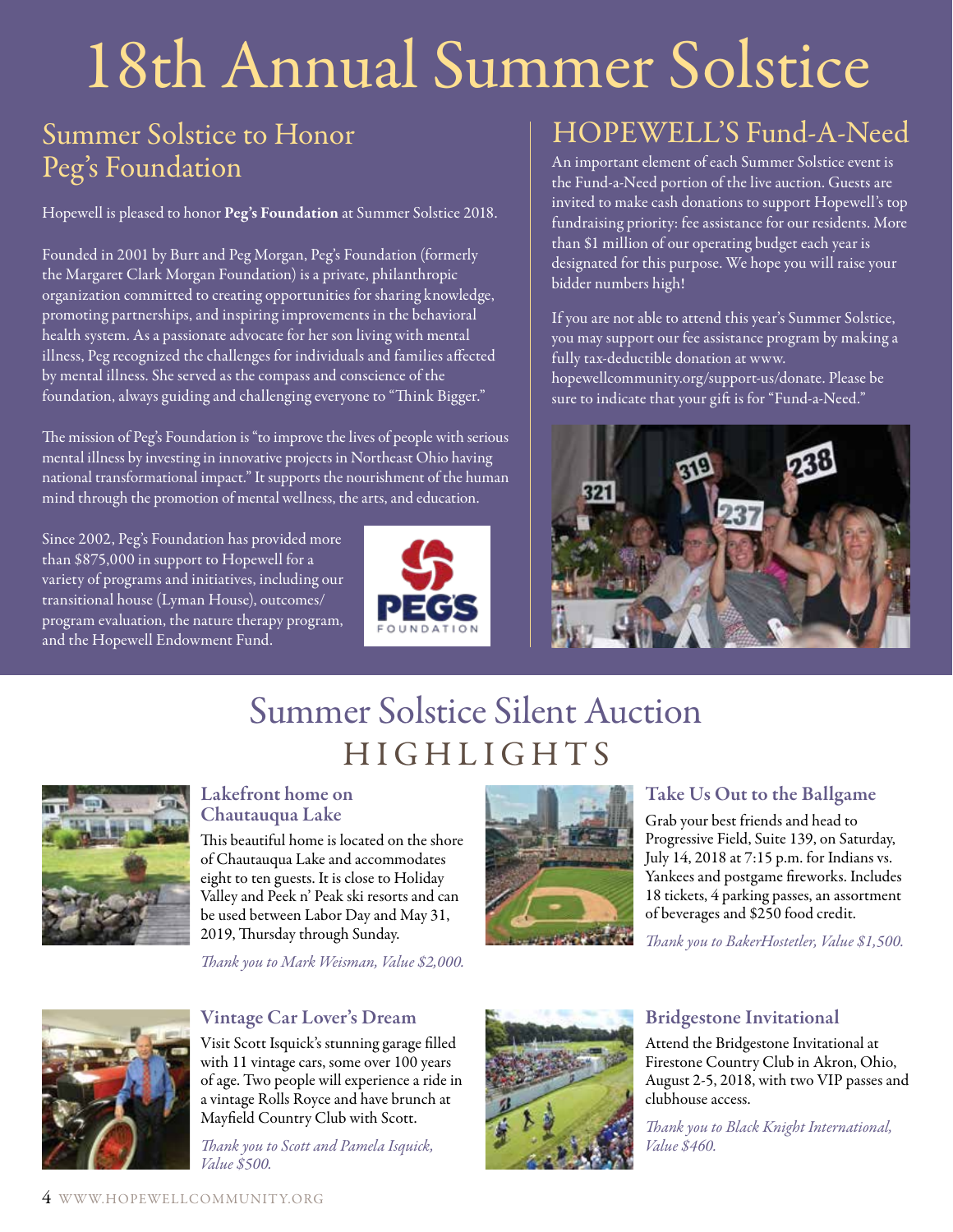# 18th Annual Summer Solstice

## Summer Solstice to Honor Peg's Foundation

Hopewell is pleased to honor **Peg's Foundation** at Summer Solstice 2018.

Founded in 2001 by Burt and Peg Morgan, Peg's Foundation (formerly the Margaret Clark Morgan Foundation) is a private, philanthropic organization committed to creating opportunities for sharing knowledge, promoting partnerships, and inspiring improvements in the behavioral health system. As a passionate advocate for her son living with mental illness, Peg recognized the challenges for individuals and families affected by mental illness. She served as the compass and conscience of the foundation, always guiding and challenging everyone to "Think Bigger."

The mission of Peg's Foundation is "to improve the lives of people with serious mental illness by investing in innovative projects in Northeast Ohio having national transformational impact." It supports the nourishment of the human mind through the promotion of mental wellness, the arts, and education.

Since 2002, Peg's Foundation has provided more than $875,000 in support to Hopewell for a variety of programs and initiatives, including our transitional house (Lyman House), outcomes/program evaluation, the nature therapy program, and the Hopewell Endowment Fund.

## HOPEWELL'S Fund-A-Need

An important element of each Summer Solstice event is the Fund-a-Need portion of the live auction. Guests are invited to make cash donations to support Hopewell's top fundraising priority: fee assistance for our residents. More than $1 million of our operating budget each year is designated for this purpose. We hope you will raise your bidder numbers high!

If you are not able to attend this year's Summer Solstice, you may support our fee assistance program by making a fully tax-deductible donation at www.hopewellcommunity.org/support-us/donate. Please be sure to indicate that your gift is for "Fund-a-Need."

## Summer Solstice Silent Auction HIGHLIGHTS

### Lakefront home on Chautauqua Lake

This beautiful home is located on the shore of Chautauqua Lake and accommodates eight to ten guests. It is close to Holiday Valley and Peek n' Peak ski resorts and can be used between Labor Day and May 31, 2019, Thursday through Sunday.

*Thank you to Mark Weisman, Value $2,000.*

### Take Us Out to the Ballgame

Grab your best friends and head to Progressive Field, Suite 139, on Saturday, July 14, 2018 at 7:15 p.m. for Indians vs. Yankees and postgame fireworks. Includes 18 tickets, 4 parking passes, an assortment of beverages and $250 food credit.

*Thank you to BakerHostetler, Value $1,500.*

### Vintage Car Lover's Dream

Visit Scott Isquick's stunning garage filled with 11 vintage cars, some over 100 years of age. Two people will experience a ride in a vintage Rolls Royce and have brunch at Mayfield Country Club with Scott.

*Thank you to Scott and Pamela Isquick, Value $500.*

### Bridgestone Invitational

Attend the Bridgestone Invitational at Firestone Country Club in Akron, Ohio, August 2-5, 2018, with two VIP passes and clubhouse access.

*Thank you to Black Knight International, Value $460.*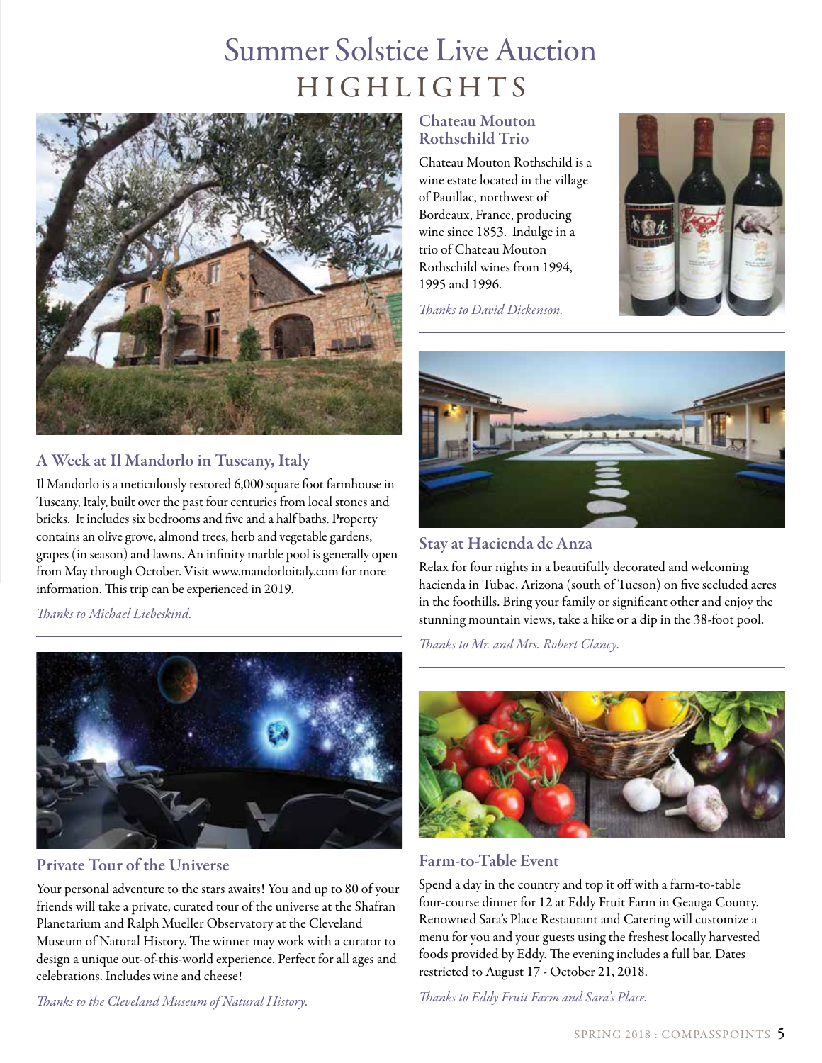# Summer Solstice Live Auction HIGHLIGHTS

## A Week at Il Mandorlo in Tuscany, Italy

Il Mandorlo is a meticulously restored 6,000 square foot farmhouse in Tuscany, Italy, built over the past four centuries from local stones and bricks. It includes six bedrooms and five and a half baths. Property contains an olive grove, almond trees, herb and vegetable gardens, grapes (in season) and lawns. An infinity marble pool is generally open from May through October. Visit www.mandorloitaly.com for more information. This trip can be experienced in 2019.

*Thanks to Michael Liebeskind.*

## Private Tour of the Universe

Your personal adventure to the stars awaits! You and up to 80 of your friends will take a private, curated tour of the universe at the Shafran Planetarium and Ralph Mueller Observatory at the Cleveland Museum of Natural History. The winner may work with a curator to design a unique out-of-this-world experience. Perfect for all ages and celebrations. Includes wine and cheese!

*Thanks to the Cleveland Museum of Natural History.*

## Chateau Mouton Rothschild Trio

Chateau Mouton Rothschild is a wine estate located in the village of Pauillac, northwest of Bordeaux, France, producing wine since 1853. Indulge in a trio of Chateau Mouton Rothschild wines from 1994, 1995 and 1996.

*Thanks to David Dickenson.*

## Stay at Hacienda de Anza

Relax for four nights in a beautifully decorated and welcoming hacienda in Tubac, Arizona (south of Tucson) on five secluded acres in the foothills. Bring your family or significant other and enjoy the stunning mountain views, take a hike or a dip in the 38-foot pool.

*Thanks to Mr. and Mrs. Robert Clancy.*

## Farm-to-Table Event

Spend a day in the country and top it off with a farm-to-table four-course dinner for 12 at Eddy Fruit Farm in Geauga County. Renowned Sara's Place Restaurant and Catering will customize a menu for you and your guests using the freshest locally harvested foods provided by Eddy. The evening includes a full bar. Dates restricted to August 17 - October 21, 2018.

*Thanks to Eddy Fruit Farm and Sara's Place.*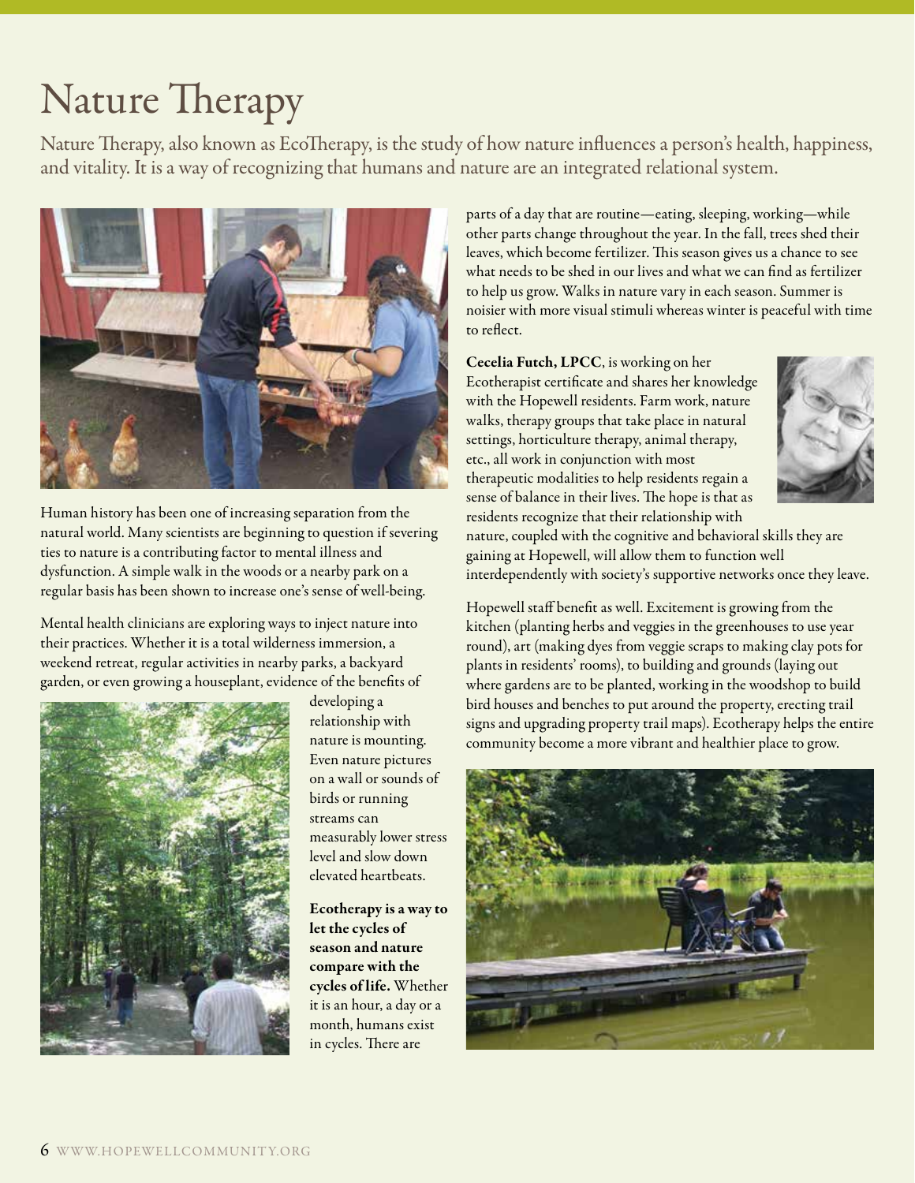# Nature Therapy

Nature Therapy, also known as EcoTherapy, is the study of how nature influences a person's health, happiness, and vitality. It is a way of recognizing that humans and nature are an integrated relational system.

Human history has been one of increasing separation from the natural world. Many scientists are beginning to question if severing ties to nature is a contributing factor to mental illness and dysfunction. A simple walk in the woods or a nearby park on a regular basis has been shown to increase one's sense of well-being.

Mental health clinicians are exploring ways to inject nature into their practices. Whether it is a total wilderness immersion, a weekend retreat, regular activities in nearby parks, a backyard garden, or even growing a houseplant, evidence of the benefits of developing a relationship with nature is mounting. Even nature pictures on a wall or sounds of birds or running streams can measurably lower stress level and slow down elevated heartbeats.

**Ecotherapy is a way to let the cycles of season and nature compare with the cycles of life.** Whether it is an hour, a day or a month, humans exist in cycles. There are parts of a day that are routine—eating, sleeping, working—while other parts change throughout the year. In the fall, trees shed their leaves, which become fertilizer. This season gives us a chance to see what needs to be shed in our lives and what we can find as fertilizer to help us grow. Walks in nature vary in each season. Summer is noisier with more visual stimuli whereas winter is peaceful with time to reflect.

**Cecelia Futch, LPCC**, is working on her Ecotherapist certificate and shares her knowledge with the Hopewell residents. Farm work, nature walks, therapy groups that take place in natural settings, horticulture therapy, animal therapy, etc., all work in conjunction with most therapeutic modalities to help residents regain a sense of balance in their lives. The hope is that as residents recognize that their relationship with nature, coupled with the cognitive and behavioral skills they are gaining at Hopewell, will allow them to function well interdependently with society's supportive networks once they leave.

Hopewell staff benefit as well. Excitement is growing from the kitchen (planting herbs and veggies in the greenhouses to use year round), art (making dyes from veggie scraps to making clay pots for plants in residents' rooms), to building and grounds (laying out where gardens are to be planted, working in the woodshop to build bird houses and benches to put around the property, erecting trail signs and upgrading property trail maps). Ecotherapy helps the entire community become a more vibrant and healthier place to grow.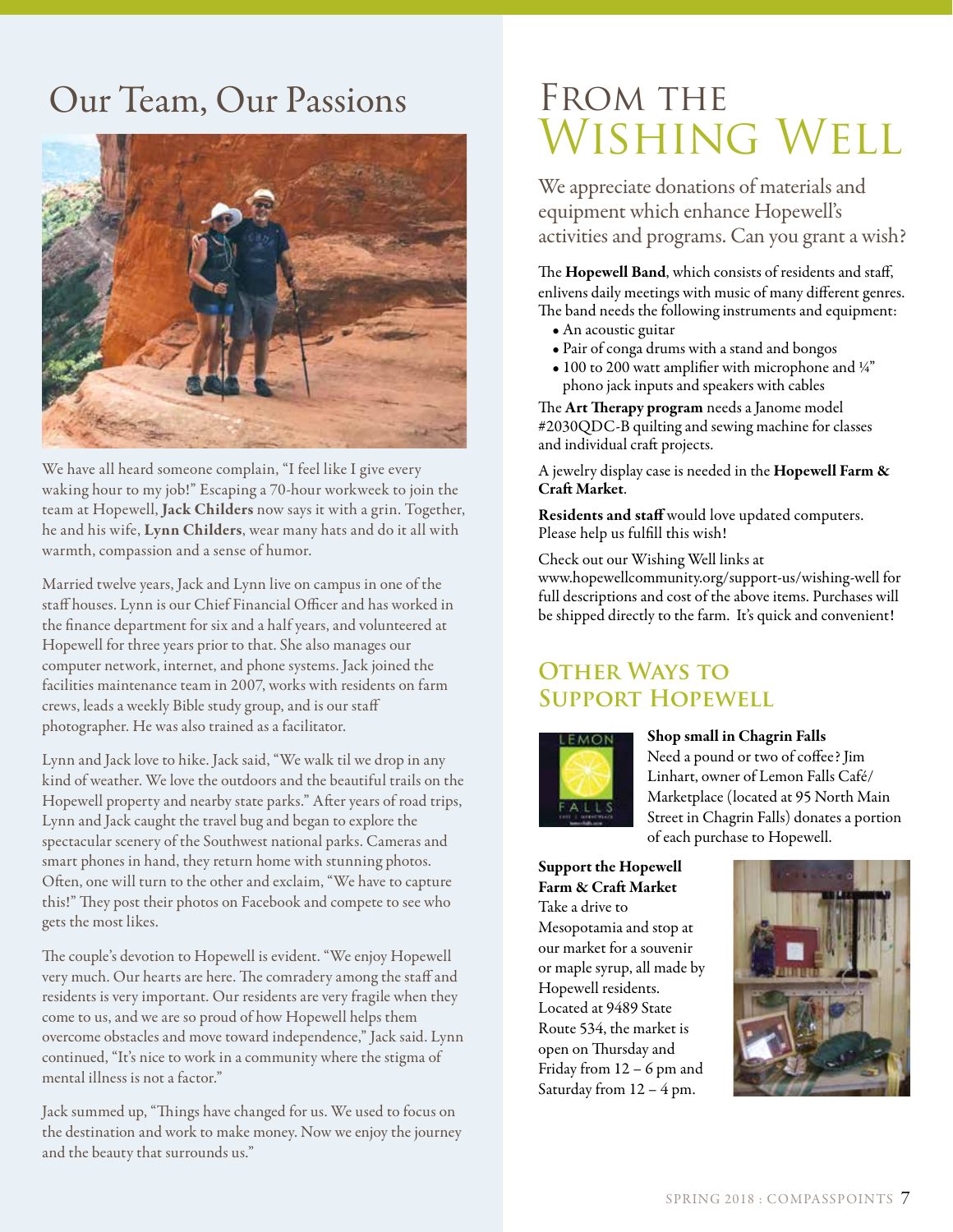# Our Team, Our Passions

We have all heard someone complain, "I feel like I give every waking hour to my job!" Escaping a 70-hour workweek to join the team at Hopewell, **Jack Childers** now says it with a grin. Together, he and his wife, **Lynn Childers**, wear many hats and do it all with warmth, compassion and a sense of humor.

Married twelve years, Jack and Lynn live on campus in one of the staff houses. Lynn is our Chief Financial Officer and has worked in the finance department for six and a half years, and volunteered at Hopewell for three years prior to that. She also manages our computer network, internet, and phone systems. Jack joined the facilities maintenance team in 2007, works with residents on farm crews, leads a weekly Bible study group, and is our staff photographer. He was also trained as a facilitator.

Lynn and Jack love to hike. Jack said, "We walk til we drop in any kind of weather. We love the outdoors and the beautiful trails on the Hopewell property and nearby state parks." After years of road trips, Lynn and Jack caught the travel bug and began to explore the spectacular scenery of the Southwest national parks. Cameras and smart phones in hand, they return home with stunning photos. Often, one will turn to the other and exclaim, "We have to capture this!" They post their photos on Facebook and compete to see who gets the most likes.

The couple's devotion to Hopewell is evident. "We enjoy Hopewell very much. Our hearts are here. The comradery among the staff and residents is very important. Our residents are very fragile when they come to us, and we are so proud of how Hopewell helps them overcome obstacles and move toward independence," Jack said. Lynn continued, "It's nice to work in a community where the stigma of mental illness is not a factor."

Jack summed up, "Things have changed for us. We used to focus on the destination and work to make money. Now we enjoy the journey and the beauty that surrounds us."

# From the Wishing Well

We appreciate donations of materials and equipment which enhance Hopewell's activities and programs. Can you grant a wish?

The **Hopewell Band**, which consists of residents and staff, enlivens daily meetings with music of many different genres. The band needs the following instruments and equipment:

- An acoustic guitar
- Pair of conga drums with a stand and bongos
- 100 to 200 watt amplifier with microphone and ¼" phono jack inputs and speakers with cables

The **Art Therapy program** needs a Janome model #2030QDC-B quilting and sewing machine for classes and individual craft projects.

A jewelry display case is needed in the **Hopewell Farm & Craft Market**.

**Residents and staff** would love updated computers. Please help us fulfill this wish!

Check out our Wishing Well links at www.hopewellcommunity.org/support-us/wishing-well for full descriptions and cost of the above items. Purchases will be shipped directly to the farm. It's quick and convenient!

## Other Ways to Support Hopewell

**Shop small in Chagrin Falls**
Need a pound or two of coffee? Jim Linhart, owner of Lemon Falls Café/Marketplace (located at 95 North Main Street in Chagrin Falls) donates a portion of each purchase to Hopewell.

**Support the Hopewell Farm & Craft Market**
Take a drive to Mesopotamia and stop at our market for a souvenir or maple syrup, all made by Hopewell residents. Located at 9489 State Route 534, the market is open on Thursday and Friday from 12 – 6 pm and Saturday from 12 – 4 pm.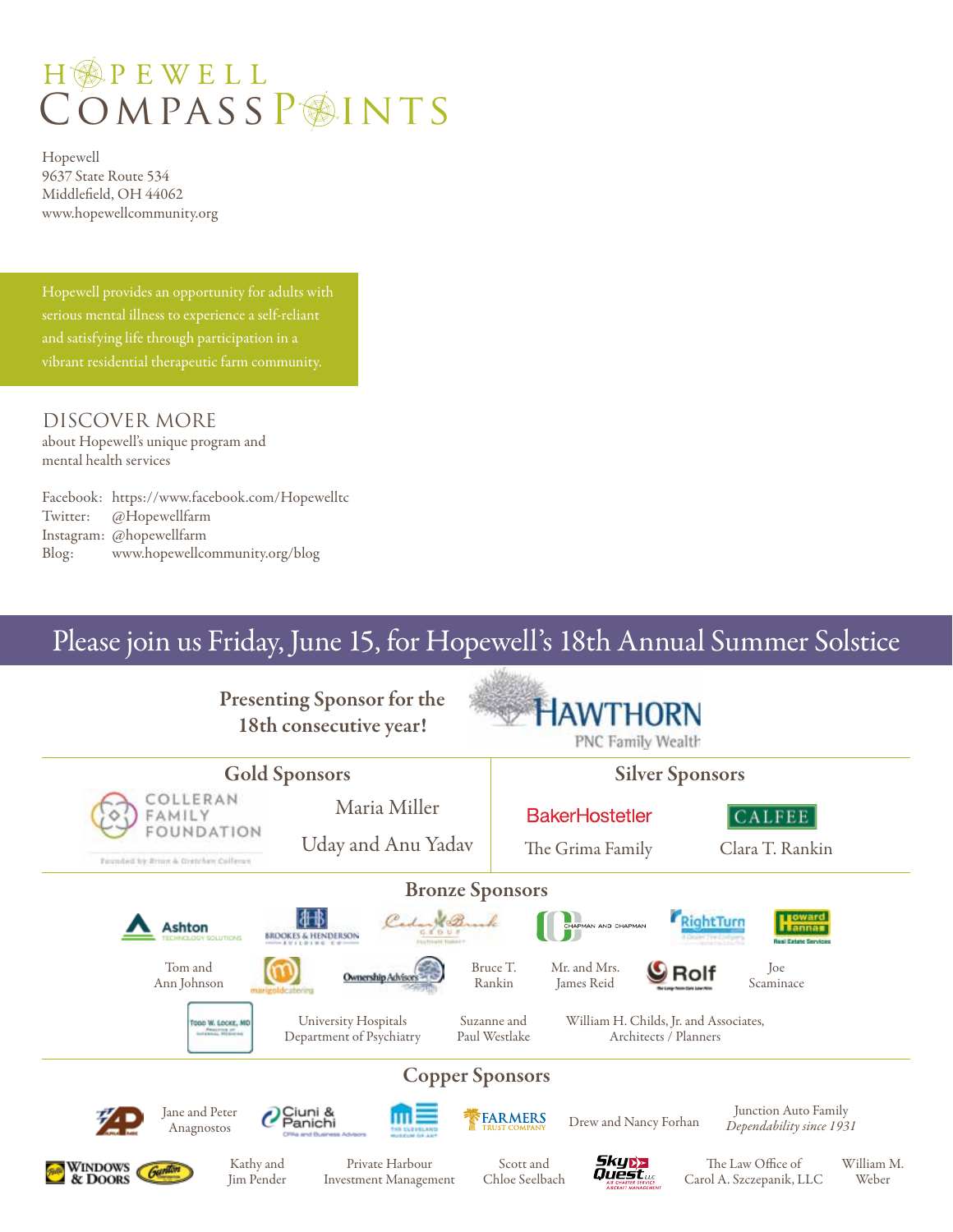# HOPEWELL COMPASSPOINTS

Hopewell
9637 State Route 534
Middlefield, OH 44062
www.hopewellcommunity.org

Hopewell provides an opportunity for adults with serious mental illness to experience a self-reliant and satisfying life through participation in a vibrant residential therapeutic farm community.

## DISCOVER MORE

about Hopewell's unique program and mental health services

Facebook: https://www.facebook.com/Hopewelltc
Twitter: @Hopewellfarm
Instagram: @hopewellfarm
Blog: www.hopewellcommunity.org/blog

## Please join us Friday, June 15, for Hopewell's 18th Annual Summer Solstice

**Presenting Sponsor for the 18th consecutive year!**

HAWTHORN PNC Family Wealth

### Gold Sponsors

Colleran Family Foundation (Founded by Brian & Gretchen Colleran)
Maria Miller
Uday and Anu Yadav

### Silver Sponsors

BakerHostetler
Calfee
The Grima Family
Clara T. Rankin

### Bronze Sponsors

Ashton Technology Solutions
Brookes & Henderson Building Co.
Cedar Brook Group
Chapman and Chapman
RightTurn
Howard Hanna Real Estate Services
Tom and Ann Johnson
marigoldcatering
Ownership Advisors
Bruce T. Rankin
Mr. and Mrs. James Reid
Rolf
Joe Scaminace
Todd W. Locke, MD
University Hospitals Department of Psychiatry
Suzanne and Paul Westlake
William H. Childs, Jr. and Associates, Architects / Planners

### Copper Sponsors

Jane and Peter Anagnostos
Ciuni & Panichi
The Cleveland Museum of Art
Farmers Trust Company
Drew and Nancy Forhan
Junction Auto Family *Dependability since 1931*
Windows & Doors
Kathy and Jim Pender
Private Harbour Investment Management
Scott and Chloe Seelbach
Sky Quest LLC
The Law Office of Carol A. Szczepanik, LLC
William M. Weber